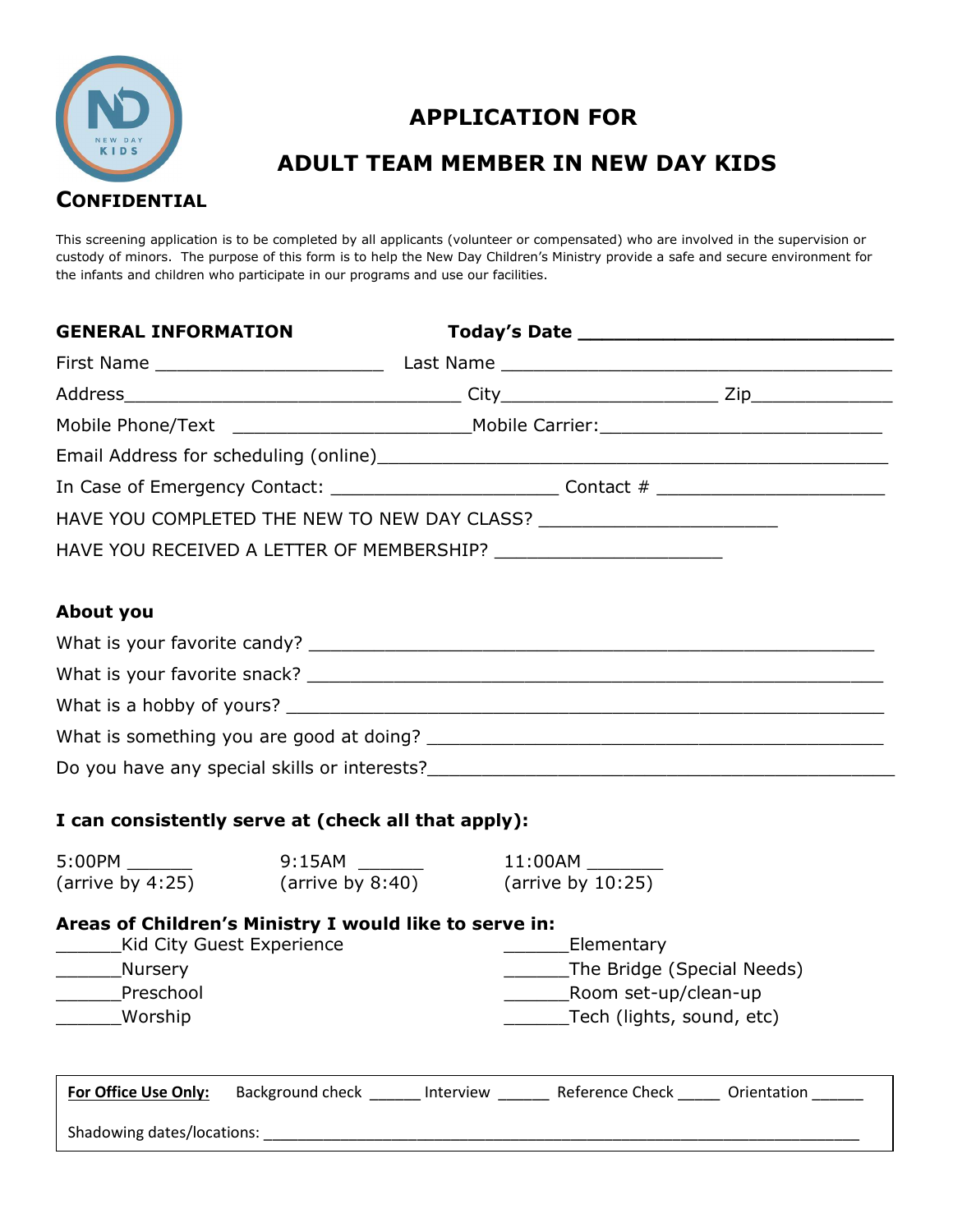# APPLICATION FOR

# ADULT TEAM MEMBER IN NEW DAY KIDS

**CONFIDENTIAL**

This screening application is to be completed by all applicants (volunteer or compensated) who are involved in the supervision or custody of minors. The purpose of this form is to help the New Day Children's Ministry provide a safe and secure environment for the infants and children who participate in our programs and use our facilities.

**GENERAL INFORMATION** **Today's Date ___________________________**

First Name _____________________ Last Name ____________________________________

Address________________________________ City____________________ Zip_____________

Mobile Phone/Text ______________________Mobile Carrier:___________________________

Email Address for scheduling (online)_______________________________________________

In Case of Emergency Contact: _____________________ Contact # _____________________

HAVE YOU COMPLETED THE NEW TO NEW DAY CLASS? ______________________

HAVE YOU RECEIVED A LETTER OF MEMBERSHIP? _____________________

**About you**

What is your favorite candy? ____________________________________________________

What is your favorite snack? _____________________________________________________

What is a hobby of yours? ______________________________________________________

What is something you are good at doing? _________________________________________

Do you have any special skills or interests?_________________________________________

**I can consistently serve at (check all that apply):**

5:00PM ______ (arrive by 4:25)

9:15AM ______ (arrive by 8:40)

11:00AM _______ (arrive by 10:25)

**Areas of Children's Ministry I would like to serve in:**

______Kid City Guest Experience

______Nursery

______Preschool

______Worship

______Elementary

______The Bridge (Special Needs)

______Room set-up/clean-up

______Tech (lights, sound, etc)

**For Office Use Only:** Background check ______ Interview ______ Reference Check _____ Orientation ______

Shadowing dates/locations: ___________________________________________________________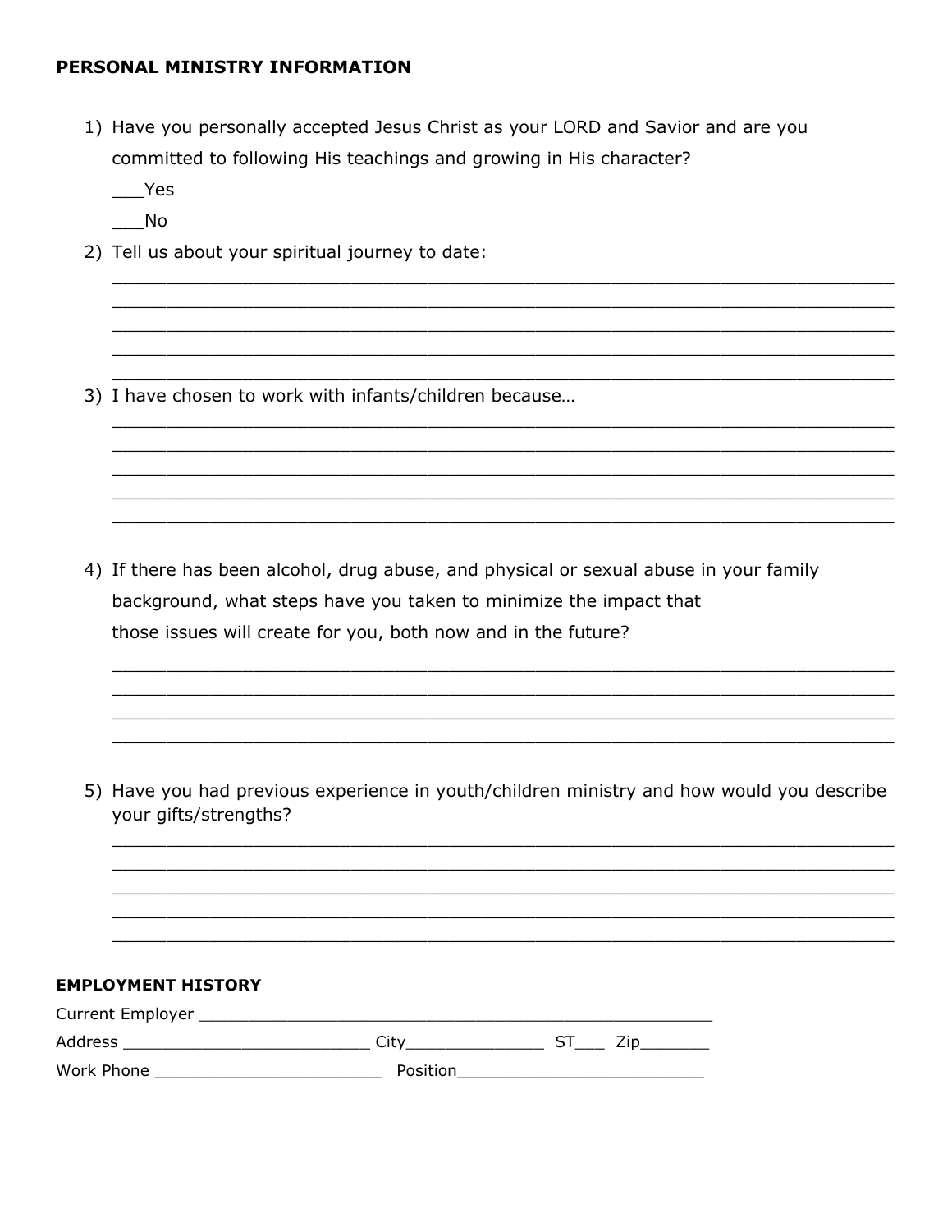**PERSONAL MINISTRY INFORMATION**

1) Have you personally accepted Jesus Christ as your LORD and Savior and are you committed to following His teachings and growing in His character?

   ___Yes

   ___No

2) Tell us about your spiritual journey to date:

   ______________________________________________________________________
   ______________________________________________________________________
   ______________________________________________________________________
   ______________________________________________________________________
   ______________________________________________________________________

3) I have chosen to work with infants/children because…

   ______________________________________________________________________
   ______________________________________________________________________
   ______________________________________________________________________
   ______________________________________________________________________
   ______________________________________________________________________

4) If there has been alcohol, drug abuse, and physical or sexual abuse in your family background, what steps have you taken to minimize the impact that those issues will create for you, both now and in the future?

   ______________________________________________________________________
   ______________________________________________________________________
   ______________________________________________________________________
   ______________________________________________________________________

5) Have you had previous experience in youth/children ministry and how would you describe your gifts/strengths?

   ______________________________________________________________________
   ______________________________________________________________________
   ______________________________________________________________________
   ______________________________________________________________________
   ______________________________________________________________________

**EMPLOYMENT HISTORY**

Current Employer ______________________________________________________

Address __________________________ City______________ ST___ Zip_______

Work Phone ________________________ Position__________________________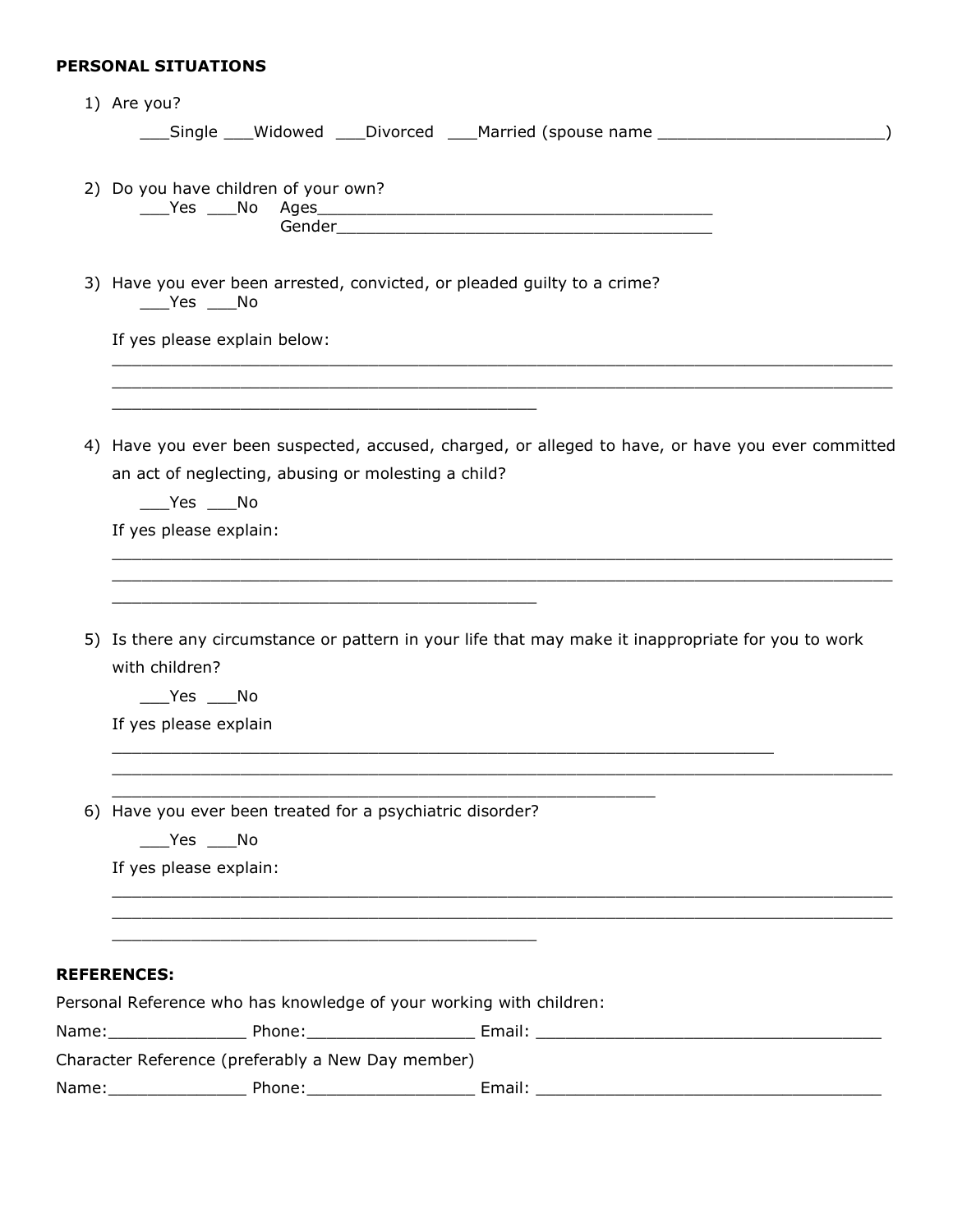**PERSONAL SITUATIONS**

1) Are you?

   ___Single ___Widowed ___Divorced ___Married (spouse name ________________________)

2) Do you have children of your own?

   ___Yes ___No Ages_________________________________________

   Gender_______________________________________

3) Have you ever been arrested, convicted, or pleaded guilty to a crime?

   ___Yes ___No

   If yes please explain below:

   _____________________________________________________________________________
   _____________________________________________________________________________
   ____________________________________________

4) Have you ever been suspected, accused, charged, or alleged to have, or have you ever committed an act of neglecting, abusing or molesting a child?

   ___Yes ___No

   If yes please explain:

   _____________________________________________________________________________
   _____________________________________________________________________________
   ____________________________________________

5) Is there any circumstance or pattern in your life that may make it inappropriate for you to work with children?

   ___Yes ___No

   If yes please explain

   ____________________________________________________________________
   _____________________________________________________________________________
   ________________________________________________________

6) Have you ever been treated for a psychiatric disorder?

   ___Yes ___No

   If yes please explain:

   _____________________________________________________________________________
   _____________________________________________________________________________
   ____________________________________________

**REFERENCES:**

Personal Reference who has knowledge of your working with children:

Name:______________ Phone:_________________ Email: ___________________________________

Character Reference (preferably a New Day member)

Name:______________ Phone:_________________ Email: ___________________________________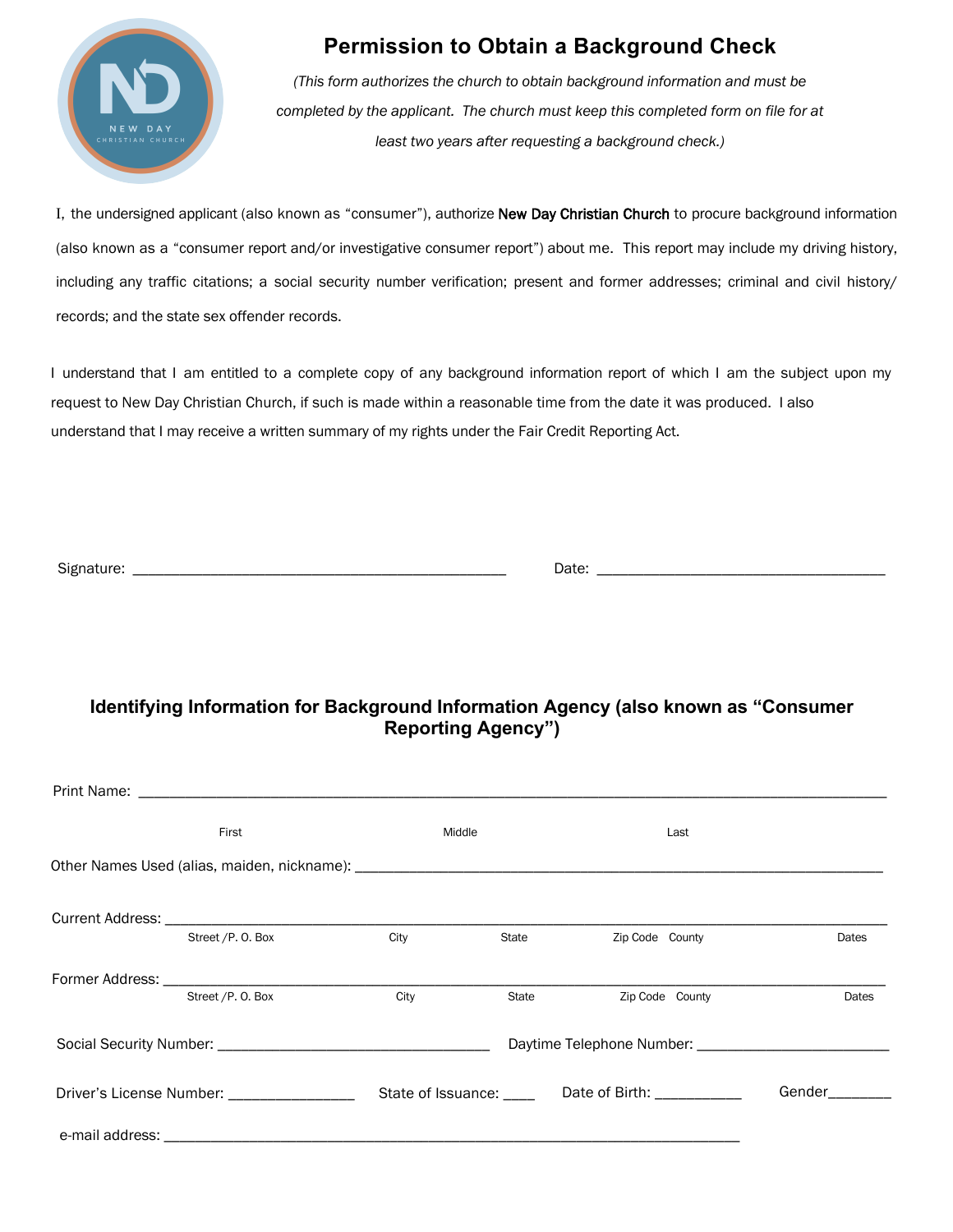# Permission to Obtain a Background Check

*(This form authorizes the church to obtain background information and must be completed by the applicant. The church must keep this completed form on file for at least two years after requesting a background check.)*

I, the undersigned applicant (also known as "consumer"), authorize **New Day Christian Church** to procure background information (also known as a "consumer report and/or investigative consumer report") about me. This report may include my driving history, including any traffic citations; a social security number verification; present and former addresses; criminal and civil history/ records; and the state sex offender records.

I understand that I am entitled to a complete copy of any background information report of which I am the subject upon my request to New Day Christian Church, if such is made within a reasonable time from the date it was produced. I also understand that I may receive a written summary of my rights under the Fair Credit Reporting Act.

Signature: ________________________________________________ Date: _____________________________________

## Identifying Information for Background Information Agency (also known as "Consumer Reporting Agency")

Print Name: ______________________________________________________________________________________________

First Middle Last

Other Names Used (alias, maiden, nickname): ___________________________________________________________________

Current Address: __________________________________________________________________________________________

Street /P. O. Box City State Zip Code County Dates

Former Address: __________________________________________________________________________________________

Street /P. O. Box City State Zip Code County Dates

Social Security Number: ___________________________________ Daytime Telephone Number: ________________________

Driver's License Number: ________________ State of Issuance: ____ Date of Birth: ___________ Gender________

e-mail address: ___________________________________________________________________________